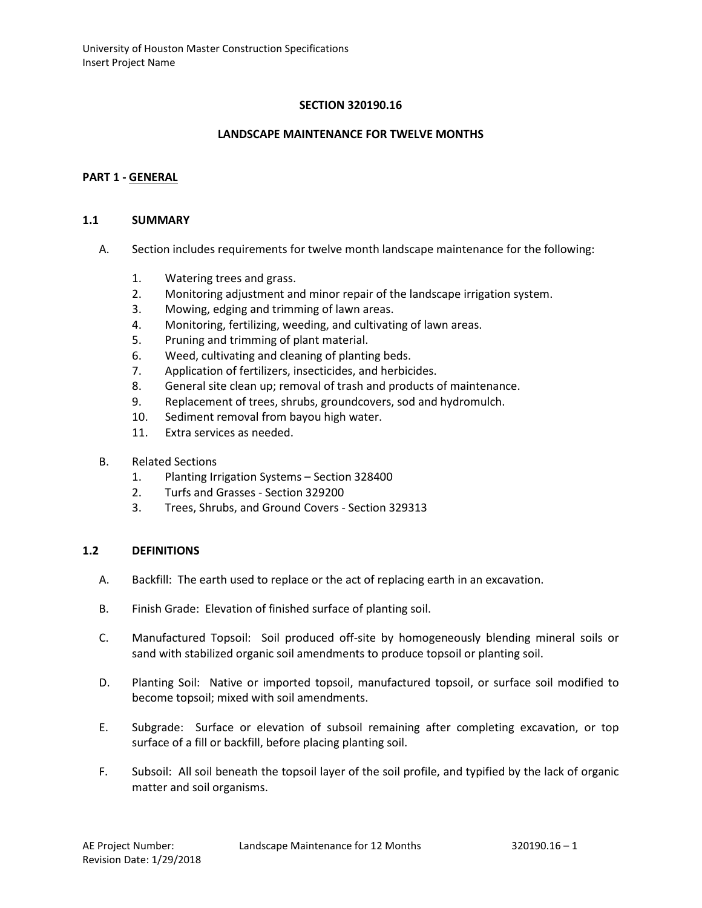# SECTION 320190.16

## LANDSCAPE MAINTENANCE FOR TWELVE MONTHS

## PART 1 - GENERAL

### 1.1 SUMMARY

A. Section includes requirements for twelve month landscape maintenance for the following:

1. Watering trees and grass.
2. Monitoring adjustment and minor repair of the landscape irrigation system.
3. Mowing, edging and trimming of lawn areas.
4. Monitoring, fertilizing, weeding, and cultivating of lawn areas.
5. Pruning and trimming of plant material.
6. Weed, cultivating and cleaning of planting beds.
7. Application of fertilizers, insecticides, and herbicides.
8. General site clean up; removal of trash and products of maintenance.
9. Replacement of trees, shrubs, groundcovers, sod and hydromulch.
10. Sediment removal from bayou high water.
11. Extra services as needed.

B. Related Sections
1. Planting Irrigation Systems – Section 328400
2. Turfs and Grasses - Section 329200
3. Trees, Shrubs, and Ground Covers - Section 329313

### 1.2 DEFINITIONS

A. Backfill: The earth used to replace or the act of replacing earth in an excavation.

B. Finish Grade: Elevation of finished surface of planting soil.

C. Manufactured Topsoil: Soil produced off-site by homogeneously blending mineral soils or sand with stabilized organic soil amendments to produce topsoil or planting soil.

D. Planting Soil: Native or imported topsoil, manufactured topsoil, or surface soil modified to become topsoil; mixed with soil amendments.

E. Subgrade: Surface or elevation of subsoil remaining after completing excavation, or top surface of a fill or backfill, before placing planting soil.

F. Subsoil: All soil beneath the topsoil layer of the soil profile, and typified by the lack of organic matter and soil organisms.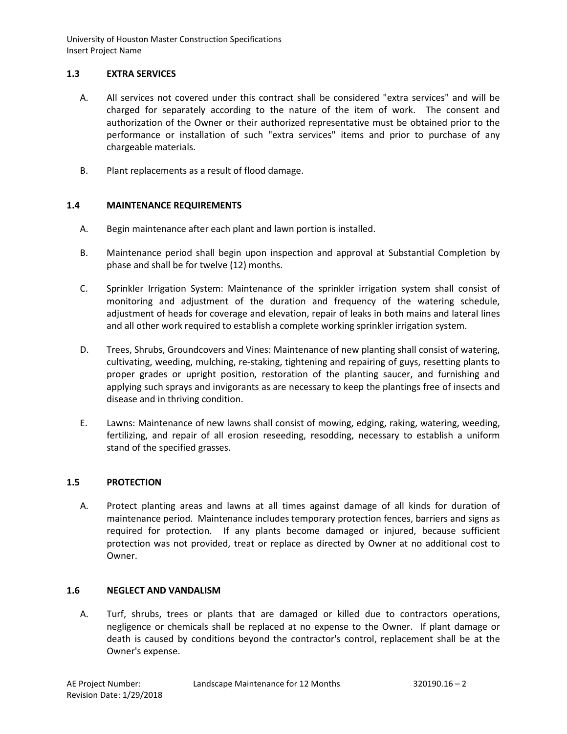## 1.3 EXTRA SERVICES

A. All services not covered under this contract shall be considered "extra services" and will be charged for separately according to the nature of the item of work. The consent and authorization of the Owner or their authorized representative must be obtained prior to the performance or installation of such "extra services" items and prior to purchase of any chargeable materials.

B. Plant replacements as a result of flood damage.

## 1.4 MAINTENANCE REQUIREMENTS

A. Begin maintenance after each plant and lawn portion is installed.

B. Maintenance period shall begin upon inspection and approval at Substantial Completion by phase and shall be for twelve (12) months.

C. Sprinkler Irrigation System: Maintenance of the sprinkler irrigation system shall consist of monitoring and adjustment of the duration and frequency of the watering schedule, adjustment of heads for coverage and elevation, repair of leaks in both mains and lateral lines and all other work required to establish a complete working sprinkler irrigation system.

D. Trees, Shrubs, Groundcovers and Vines: Maintenance of new planting shall consist of watering, cultivating, weeding, mulching, re-staking, tightening and repairing of guys, resetting plants to proper grades or upright position, restoration of the planting saucer, and furnishing and applying such sprays and invigorants as are necessary to keep the plantings free of insects and disease and in thriving condition.

E. Lawns: Maintenance of new lawns shall consist of mowing, edging, raking, watering, weeding, fertilizing, and repair of all erosion reseeding, resodding, necessary to establish a uniform stand of the specified grasses.

## 1.5 PROTECTION

A. Protect planting areas and lawns at all times against damage of all kinds for duration of maintenance period. Maintenance includes temporary protection fences, barriers and signs as required for protection. If any plants become damaged or injured, because sufficient protection was not provided, treat or replace as directed by Owner at no additional cost to Owner.

## 1.6 NEGLECT AND VANDALISM

A. Turf, shrubs, trees or plants that are damaged or killed due to contractors operations, negligence or chemicals shall be replaced at no expense to the Owner. If plant damage or death is caused by conditions beyond the contractor's control, replacement shall be at the Owner's expense.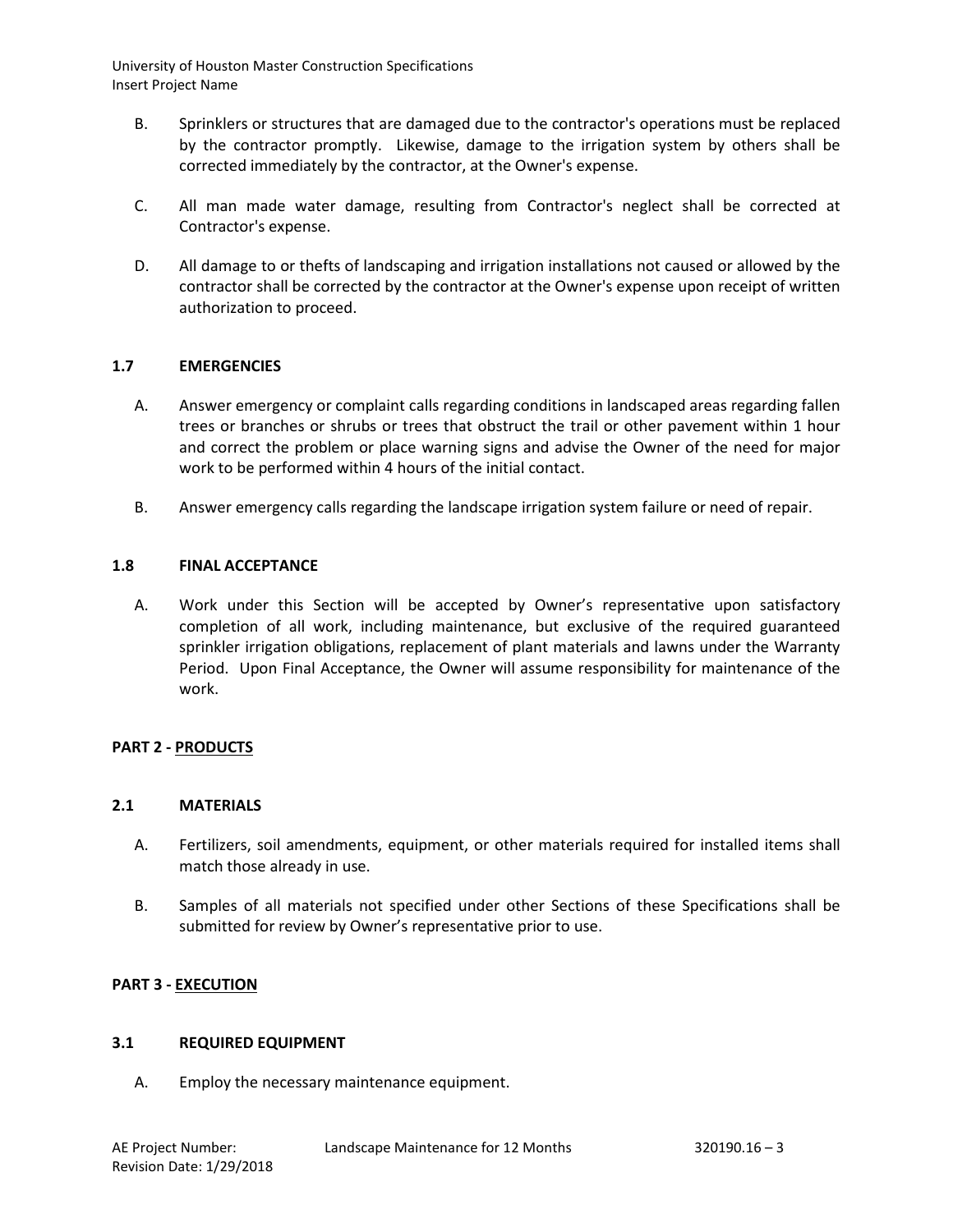B. Sprinklers or structures that are damaged due to the contractor's operations must be replaced by the contractor promptly. Likewise, damage to the irrigation system by others shall be corrected immediately by the contractor, at the Owner's expense.

C. All man made water damage, resulting from Contractor's neglect shall be corrected at Contractor's expense.

D. All damage to or thefts of landscaping and irrigation installations not caused or allowed by the contractor shall be corrected by the contractor at the Owner's expense upon receipt of written authorization to proceed.

### 1.7 EMERGENCIES

A. Answer emergency or complaint calls regarding conditions in landscaped areas regarding fallen trees or branches or shrubs or trees that obstruct the trail or other pavement within 1 hour and correct the problem or place warning signs and advise the Owner of the need for major work to be performed within 4 hours of the initial contact.

B. Answer emergency calls regarding the landscape irrigation system failure or need of repair.

### 1.8 FINAL ACCEPTANCE

A. Work under this Section will be accepted by Owner's representative upon satisfactory completion of all work, including maintenance, but exclusive of the required guaranteed sprinkler irrigation obligations, replacement of plant materials and lawns under the Warranty Period. Upon Final Acceptance, the Owner will assume responsibility for maintenance of the work.

## PART 2 - PRODUCTS

### 2.1 MATERIALS

A. Fertilizers, soil amendments, equipment, or other materials required for installed items shall match those already in use.

B. Samples of all materials not specified under other Sections of these Specifications shall be submitted for review by Owner's representative prior to use.

## PART 3 - EXECUTION

### 3.1 REQUIRED EQUIPMENT

A. Employ the necessary maintenance equipment.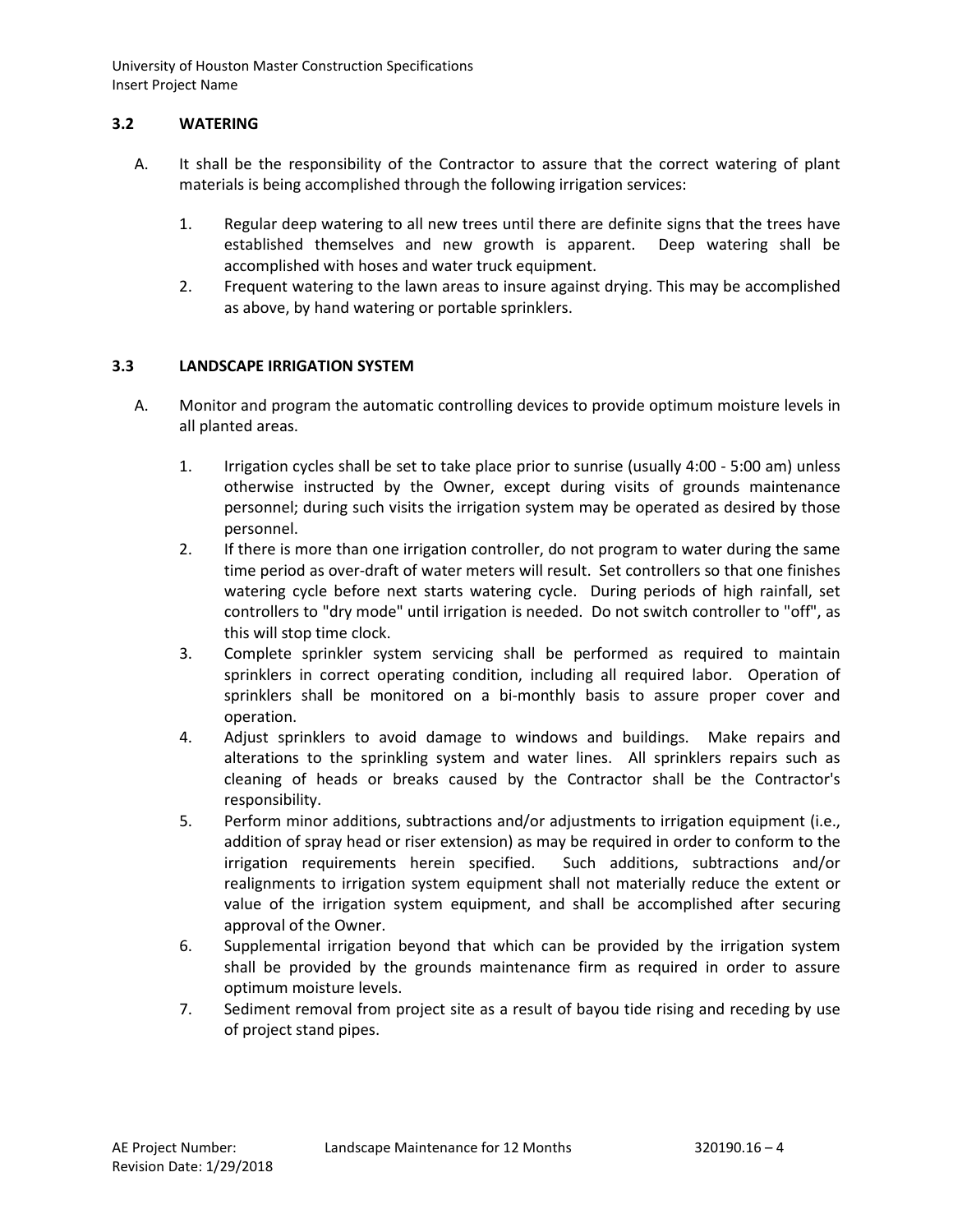### 3.2 WATERING

A. It shall be the responsibility of the Contractor to assure that the correct watering of plant materials is being accomplished through the following irrigation services:

   1. Regular deep watering to all new trees until there are definite signs that the trees have established themselves and new growth is apparent. Deep watering shall be accomplished with hoses and water truck equipment.
   2. Frequent watering to the lawn areas to insure against drying. This may be accomplished as above, by hand watering or portable sprinklers.

### 3.3 LANDSCAPE IRRIGATION SYSTEM

A. Monitor and program the automatic controlling devices to provide optimum moisture levels in all planted areas.

   1. Irrigation cycles shall be set to take place prior to sunrise (usually 4:00 - 5:00 am) unless otherwise instructed by the Owner, except during visits of grounds maintenance personnel; during such visits the irrigation system may be operated as desired by those personnel.
   2. If there is more than one irrigation controller, do not program to water during the same time period as over-draft of water meters will result. Set controllers so that one finishes watering cycle before next starts watering cycle. During periods of high rainfall, set controllers to "dry mode" until irrigation is needed. Do not switch controller to "off", as this will stop time clock.
   3. Complete sprinkler system servicing shall be performed as required to maintain sprinklers in correct operating condition, including all required labor. Operation of sprinklers shall be monitored on a bi-monthly basis to assure proper cover and operation.
   4. Adjust sprinklers to avoid damage to windows and buildings. Make repairs and alterations to the sprinkling system and water lines. All sprinklers repairs such as cleaning of heads or breaks caused by the Contractor shall be the Contractor's responsibility.
   5. Perform minor additions, subtractions and/or adjustments to irrigation equipment (i.e., addition of spray head or riser extension) as may be required in order to conform to the irrigation requirements herein specified. Such additions, subtractions and/or realignments to irrigation system equipment shall not materially reduce the extent or value of the irrigation system equipment, and shall be accomplished after securing approval of the Owner.
   6. Supplemental irrigation beyond that which can be provided by the irrigation system shall be provided by the grounds maintenance firm as required in order to assure optimum moisture levels.
   7. Sediment removal from project site as a result of bayou tide rising and receding by use of project stand pipes.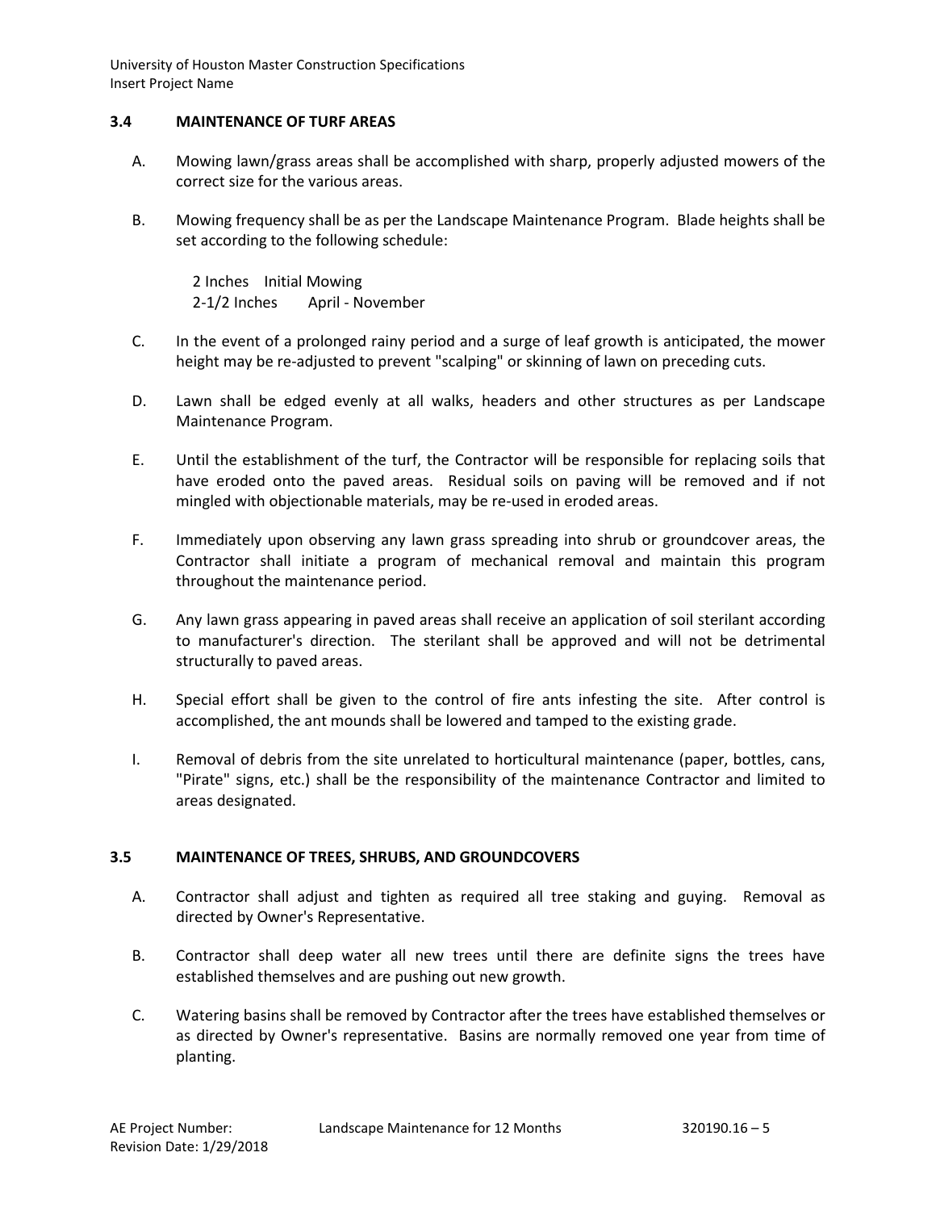### 3.4 MAINTENANCE OF TURF AREAS

A. Mowing lawn/grass areas shall be accomplished with sharp, properly adjusted mowers of the correct size for the various areas.

B. Mowing frequency shall be as per the Landscape Maintenance Program. Blade heights shall be set according to the following schedule:

   2 Inches    Initial Mowing
   2-1/2 Inches    April - November

C. In the event of a prolonged rainy period and a surge of leaf growth is anticipated, the mower height may be re-adjusted to prevent "scalping" or skinning of lawn on preceding cuts.

D. Lawn shall be edged evenly at all walks, headers and other structures as per Landscape Maintenance Program.

E. Until the establishment of the turf, the Contractor will be responsible for replacing soils that have eroded onto the paved areas. Residual soils on paving will be removed and if not mingled with objectionable materials, may be re-used in eroded areas.

F. Immediately upon observing any lawn grass spreading into shrub or groundcover areas, the Contractor shall initiate a program of mechanical removal and maintain this program throughout the maintenance period.

G. Any lawn grass appearing in paved areas shall receive an application of soil sterilant according to manufacturer's direction. The sterilant shall be approved and will not be detrimental structurally to paved areas.

H. Special effort shall be given to the control of fire ants infesting the site. After control is accomplished, the ant mounds shall be lowered and tamped to the existing grade.

I. Removal of debris from the site unrelated to horticultural maintenance (paper, bottles, cans, "Pirate" signs, etc.) shall be the responsibility of the maintenance Contractor and limited to areas designated.

### 3.5 MAINTENANCE OF TREES, SHRUBS, AND GROUNDCOVERS

A. Contractor shall adjust and tighten as required all tree staking and guying. Removal as directed by Owner's Representative.

B. Contractor shall deep water all new trees until there are definite signs the trees have established themselves and are pushing out new growth.

C. Watering basins shall be removed by Contractor after the trees have established themselves or as directed by Owner's representative. Basins are normally removed one year from time of planting.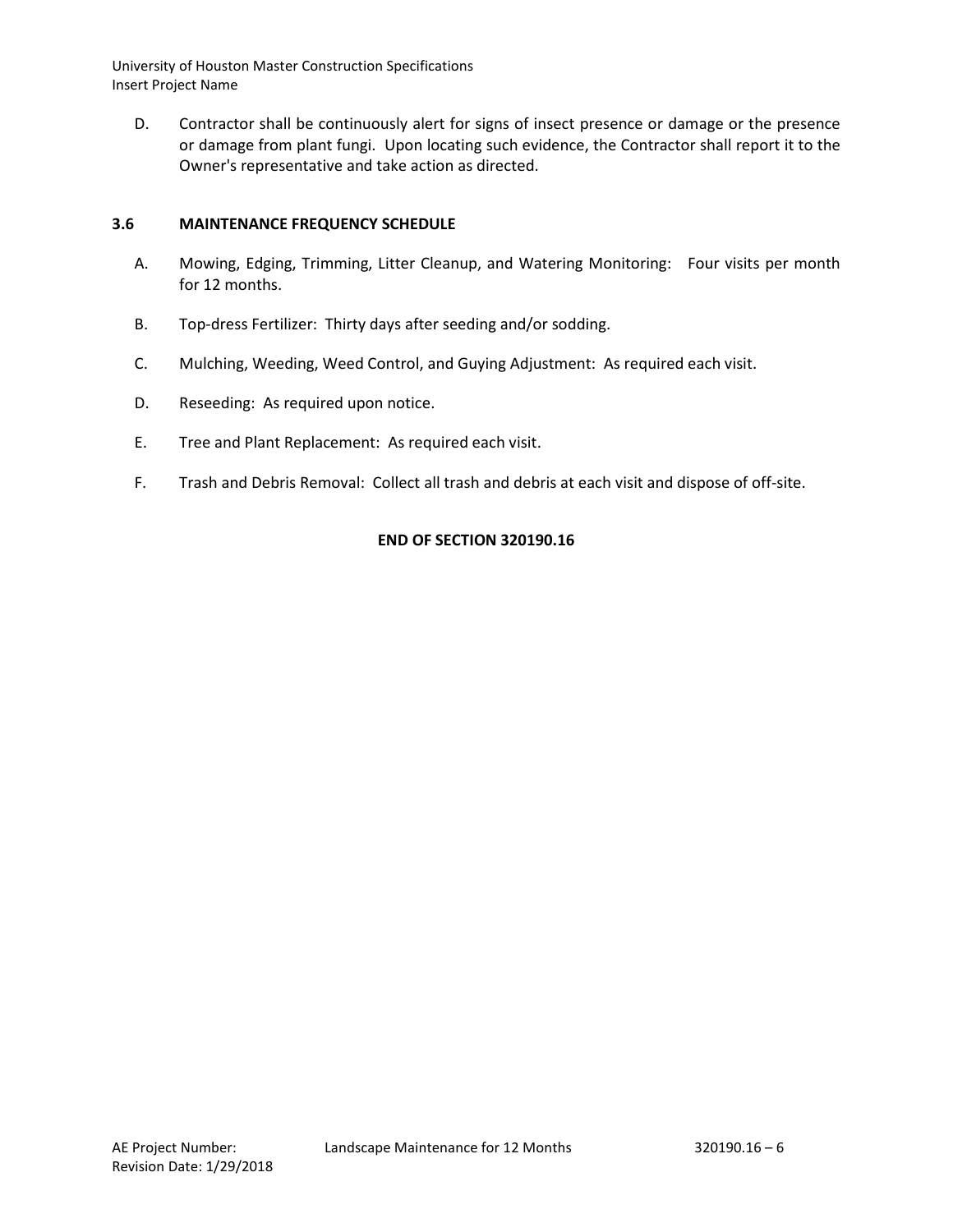D. Contractor shall be continuously alert for signs of insect presence or damage or the presence or damage from plant fungi. Upon locating such evidence, the Contractor shall report it to the Owner's representative and take action as directed.

### 3.6 MAINTENANCE FREQUENCY SCHEDULE

A. Mowing, Edging, Trimming, Litter Cleanup, and Watering Monitoring: Four visits per month for 12 months.

B. Top-dress Fertilizer: Thirty days after seeding and/or sodding.

C. Mulching, Weeding, Weed Control, and Guying Adjustment: As required each visit.

D. Reseeding: As required upon notice.

E. Tree and Plant Replacement: As required each visit.

F. Trash and Debris Removal: Collect all trash and debris at each visit and dispose of off-site.

**END OF SECTION 320190.16**